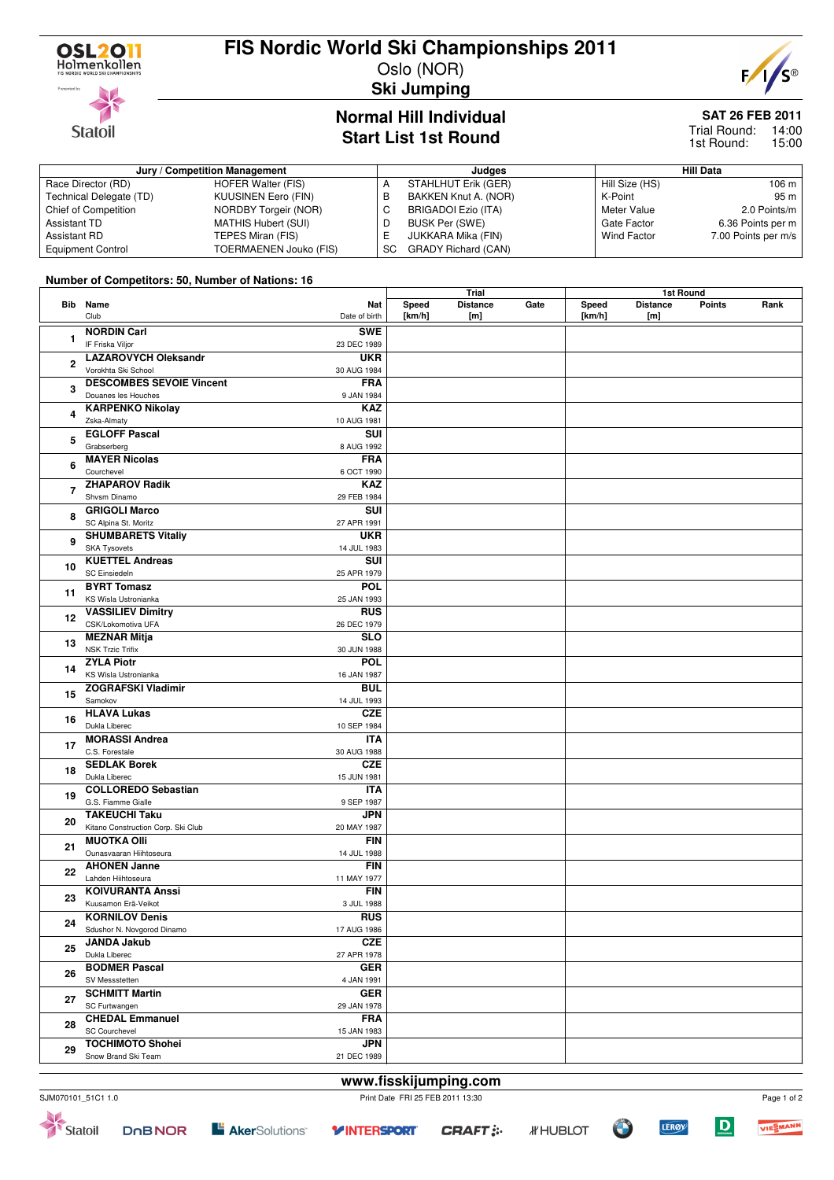# FIS Nordic World Ski Championships 2011

Oslo (NOR)

**Ski Jumping**

## Normal Hill Individual
## Start List 1st Round

**SAT 26 FEB 2011**

Trial Round: 14:00
1st Round: 15:00

| Jury / Competition Management | | Judges | | Hill Data | |
|---|---|---|---|---|---|
| Race Director (RD) | HOFER Walter (FIS) | A | STAHLHUT Erik (GER) | Hill Size (HS) | 106 m |
| Technical Delegate (TD) | KUUSINEN Eero (FIN) | B | BAKKEN Knut A. (NOR) | K-Point | 95 m |
| Chief of Competition | NORDBY Torgeir (NOR) | C | BRIGADOI Ezio (ITA) | Meter Value | 2.0 Points/m |
| Assistant TD | MATHIS Hubert (SUI) | D | BUSK Per (SWE) | Gate Factor | 6.36 Points per m |
| Assistant RD | TEPES Miran (FIS) | E | JUKKARA Mika (FIN) | Wind Factor | 7.00 Points per m/s |
| Equipment Control | TOERMAENEN Jouko (FIS) | SC | GRADY Richard (CAN) | | |

**Number of Competitors: 50, Number of Nations: 16**

| Bib | Name / Club | Nat / Date of birth | Trial Speed [km/h] | Trial Distance [m] | Trial Gate | 1st Round Speed [km/h] | 1st Round Distance [m] | 1st Round Points | 1st Round Rank |
|---|---|---|---|---|---|---|---|---|---|
| 1 | **NORDIN Carl** IF Friska Viljor | **SWE** 23 DEC 1989 | | | | | | | |
| 2 | **LAZAROVYCH Oleksandr** Vorokhta Ski School | **UKR** 30 AUG 1984 | | | | | | | |
| 3 | **DESCOMBES SEVOIE Vincent** Douanes les Houches | **FRA** 9 JAN 1984 | | | | | | | |
| 4 | **KARPENKO Nikolay** Zska-Almaty | **KAZ** 10 AUG 1981 | | | | | | | |
| 5 | **EGLOFF Pascal** Grabserberg | **SUI** 8 AUG 1992 | | | | | | | |
| 6 | **MAYER Nicolas** Courchevel | **FRA** 6 OCT 1990 | | | | | | | |
| 7 | **ZHAPAROV Radik** Shvsm Dinamo | **KAZ** 29 FEB 1984 | | | | | | | |
| 8 | **GRIGOLI Marco** SC Alpina St. Moritz | **SUI** 27 APR 1991 | | | | | | | |
| 9 | **SHUMBARETS Vitaliy** SKA Tysovets | **UKR** 14 JUL 1983 | | | | | | | |
| 10 | **KUETTEL Andreas** SC Einsiedeln | **SUI** 25 APR 1979 | | | | | | | |
| 11 | **BYRT Tomasz** KS Wisla Ustronianka | **POL** 25 JAN 1993 | | | | | | | |
| 12 | **VASSILIEV Dimitry** CSK/Lokomotiva UFA | **RUS** 26 DEC 1979 | | | | | | | |
| 13 | **MEZNAR Mitja** NSK Trzic Trifix | **SLO** 30 JUN 1988 | | | | | | | |
| 14 | **ZYLA Piotr** KS Wisla Ustronianka | **POL** 16 JAN 1987 | | | | | | | |
| 15 | **ZOGRAFSKI Vladimir** Samokov | **BUL** 14 JUL 1993 | | | | | | | |
| 16 | **HLAVA Lukas** Dukla Liberec | **CZE** 10 SEP 1984 | | | | | | | |
| 17 | **MORASSI Andrea** C.S. Forestale | **ITA** 30 AUG 1988 | | | | | | | |
| 18 | **SEDLAK Borek** Dukla Liberec | **CZE** 15 JUN 1981 | | | | | | | |
| 19 | **COLLOREDO Sebastian** G.S. Fiamme Gialle | **ITA** 9 SEP 1987 | | | | | | | |
| 20 | **TAKEUCHI Taku** Kitano Construction Corp. Ski Club | **JPN** 20 MAY 1987 | | | | | | | |
| 21 | **MUOTKA Olli** Ounasvaaran Hiihtoseura | **FIN** 14 JUL 1988 | | | | | | | |
| 22 | **AHONEN Janne** Lahden Hiihtoseura | **FIN** 11 MAY 1977 | | | | | | | |
| 23 | **KOIVURANTA Anssi** Kuusamon Erä-Veikot | **FIN** 3 JUL 1988 | | | | | | | |
| 24 | **KORNILOV Denis** Sdushor N. Novgorod Dinamo | **RUS** 17 AUG 1986 | | | | | | | |
| 25 | **JANDA Jakub** Dukla Liberec | **CZE** 27 APR 1978 | | | | | | | |
| 26 | **BODMER Pascal** SV Messstetten | **GER** 4 JAN 1991 | | | | | | | |
| 27 | **SCHMITT Martin** SC Furtwangen | **GER** 29 JAN 1978 | | | | | | | |
| 28 | **CHEDAL Emmanuel** SC Courchevel | **FRA** 15 JAN 1983 | | | | | | | |
| 29 | **TOCHIMOTO Shohei** Snow Brand Ski Team | **JPN** 21 DEC 1989 | | | | | | | |

www.fisskijumping.com

SJM070101_51C1 1.0 Print Date FRI 25 FEB 2011 13:30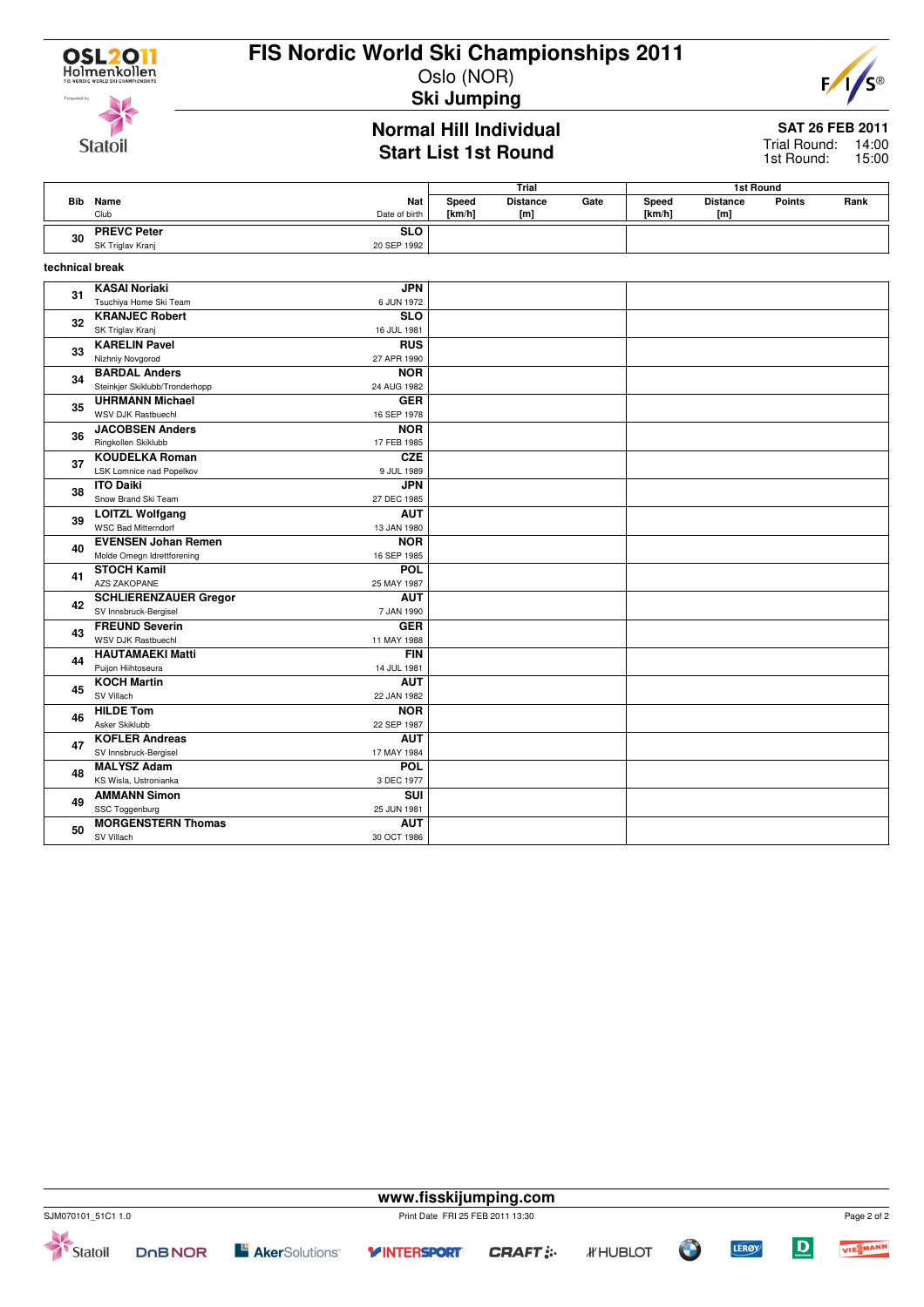# FIS Nordic World Ski Championships 2011

Oslo (NOR)

## Ski Jumping

### Normal Hill Individual
### Start List 1st Round

**SAT 26 FEB 2011**
Trial Round: 14:00
1st Round: 15:00

| Bib | Name / Club | Nat / Date of birth | Trial Speed [km/h] | Trial Distance [m] | Trial Gate | 1st Round Speed [km/h] | 1st Round Distance [m] | 1st Round Points | 1st Round Rank |
|---|---|---|---|---|---|---|---|---|---|
| 30 | **PREVC Peter** SK Triglav Kranj | **SLO** 20 SEP 1992 | | | | | | | |

**technical break**

| Bib | Name / Club | Nat / Date of birth | Trial Speed [km/h] | Trial Distance [m] | Trial Gate | 1st Round Speed [km/h] | 1st Round Distance [m] | 1st Round Points | 1st Round Rank |
|---|---|---|---|---|---|---|---|---|---|
| 31 | **KASAI Noriaki** Tsuchiya Home Ski Team | **JPN** 6 JUN 1972 | | | | | | | |
| 32 | **KRANJEC Robert** SK Triglav Kranj | **SLO** 16 JUL 1981 | | | | | | | |
| 33 | **KARELIN Pavel** Nizhniy Novgorod | **RUS** 27 APR 1990 | | | | | | | |
| 34 | **BARDAL Anders** Steinkjer Skiklubb/Tronderhopp | **NOR** 24 AUG 1982 | | | | | | | |
| 35 | **UHRMANN Michael** WSV DJK Rastbuechl | **GER** 16 SEP 1978 | | | | | | | |
| 36 | **JACOBSEN Anders** Ringkollen Skiklubb | **NOR** 17 FEB 1985 | | | | | | | |
| 37 | **KOUDELKA Roman** LSK Lomnice nad Popelkov | **CZE** 9 JUL 1989 | | | | | | | |
| 38 | **ITO Daiki** Snow Brand Ski Team | **JPN** 27 DEC 1985 | | | | | | | |
| 39 | **LOITZL Wolfgang** WSC Bad Mitterndorf | **AUT** 13 JAN 1980 | | | | | | | |
| 40 | **EVENSEN Johan Remen** Molde Omegn Idrettforening | **NOR** 16 SEP 1985 | | | | | | | |
| 41 | **STOCH Kamil** AZS ZAKOPANE | **POL** 25 MAY 1987 | | | | | | | |
| 42 | **SCHLIERENZAUER Gregor** SV Innsbruck-Bergisel | **AUT** 7 JAN 1990 | | | | | | | |
| 43 | **FREUND Severin** WSV DJK Rastbuechl | **GER** 11 MAY 1988 | | | | | | | |
| 44 | **HAUTAMAEKI Matti** Puijon Hiihtoseura | **FIN** 14 JUL 1981 | | | | | | | |
| 45 | **KOCH Martin** SV Villach | **AUT** 22 JAN 1982 | | | | | | | |
| 46 | **HILDE Tom** Asker Skiklubb | **NOR** 22 SEP 1987 | | | | | | | |
| 47 | **KOFLER Andreas** SV Innsbruck-Bergisel | **AUT** 17 MAY 1984 | | | | | | | |
| 48 | **MALYSZ Adam** KS Wisla, Ustronianka | **POL** 3 DEC 1977 | | | | | | | |
| 49 | **AMMANN Simon** SSC Toggenburg | **SUI** 25 JUN 1981 | | | | | | | |
| 50 | **MORGENSTERN Thomas** SV Villach | **AUT** 30 OCT 1986 | | | | | | | |

www.fisskijumping.com

SJM070101_51C1 1.0 Print Date FRI 25 FEB 2011 13:30